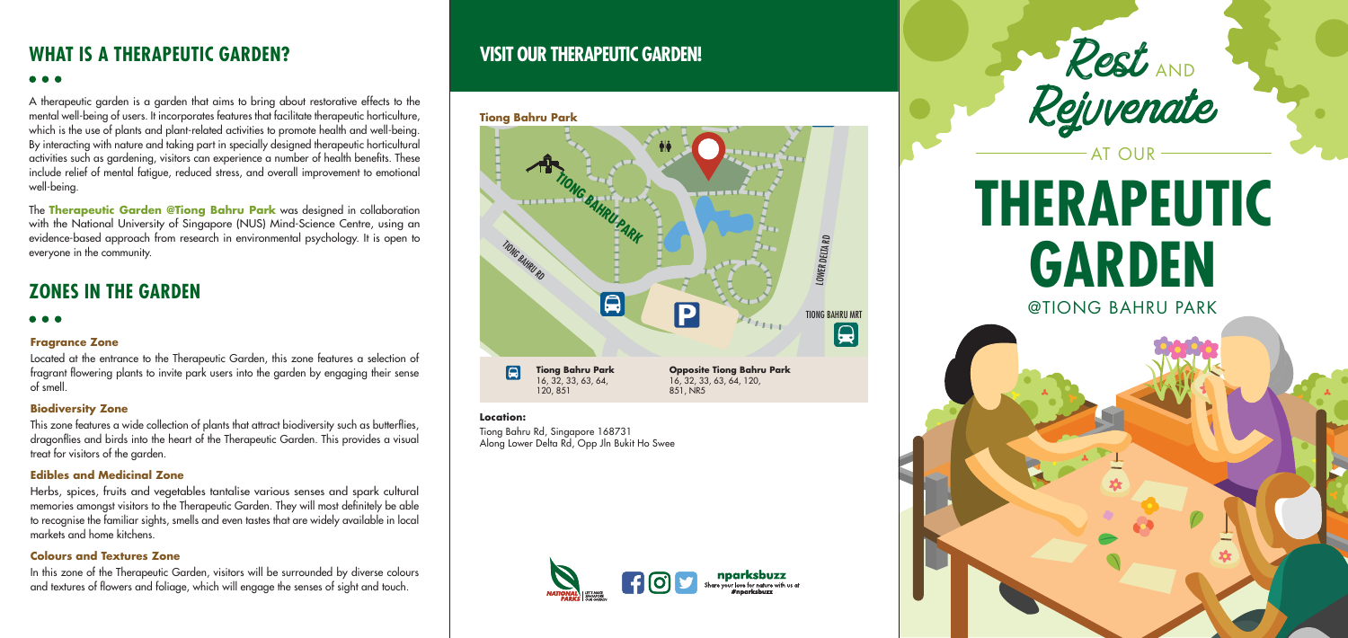## WHAT IS A THERAPEUTIC GARDEN?

A therapeutic garden is a garden that aims to bring about restorative effects to the mental well-being of users. It incorporates features that facilitate therapeutic horticulture, which is the use of plants and plant-related activities to promote health and well-being. By interacting with nature and taking part in specially designed therapeutic horticultural activities such as gardening, visitors can experience a number of health benefits. These include relief of mental fatigue, reduced stress, and overall improvement to emotional well-being.

The **Therapeutic Garden @Tiong Bahru Park** was designed in collaboration with the National University of Singapore (NUS) Mind-Science Centre, using an evidence-based approach from research in environmental psychology. It is open to everyone in the community.

## ZONES IN THE GARDEN

### Fragrance Zone

Located at the entrance to the Therapeutic Garden, this zone features a selection of fragrant flowering plants to invite park users into the garden by engaging their sense of smell.

### Biodiversity Zone

This zone features a wide collection of plants that attract biodiversity such as butterflies, dragonflies and birds into the heart of the Therapeutic Garden. This provides a visual treat for visitors of the garden.

### Edibles and Medicinal Zone

Herbs, spices, fruits and vegetables tantalise various senses and spark cultural memories amongst visitors to the Therapeutic Garden. They will most definitely be able to recognise the familiar sights, smells and even tastes that are widely available in local markets and home kitchens.

### Colours and Textures Zone

In this zone of the Therapeutic Garden, visitors will be surrounded by diverse colours and textures of flowers and foliage, which will engage the senses of sight and touch.

## VISIT OUR THERAPEUTIC GARDEN!

**Tiong Bahru Park**

TIONG BAHRU PARK

TIONG BAHRU RD

LOWER DELTA RD

TIONG BAHRU MRT

**Tiong Bahru Park**
16, 32, 33, 63, 64, 120, 851

**Opposite Tiong Bahru Park**
16, 32, 33, 63, 64, 120, 851, NR5

**Location:**
Tiong Bahru Rd, Singapore 168731
Along Lower Delta Rd, Opp Jln Bukit Ho Swee

NATIONAL PARKS — LET'S MAKE SINGAPORE OUR GARDEN

**nparksbuzz**
Share your love for nature with us at #nparksbuzz

# Rest AND Rejuvenate

AT OUR

# THERAPEUTIC GARDEN

@TIONG BAHRU PARK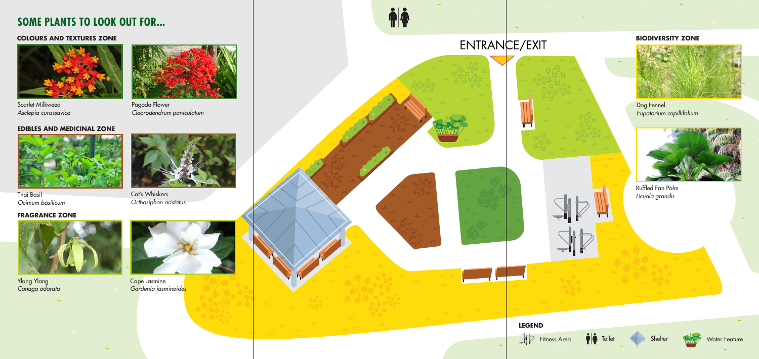## SOME PLANTS TO LOOK OUT FOR...

### COLOURS AND TEXTURES ZONE

Scarlet Milkweed
*Asclepia curassavica*

Pagoda Flower
*Cleorodendrum paniculatum*

### EDIBLES AND MEDICINAL ZONE

Thai Basil
*Ocimum basilicum*

Cat's Whiskers
*Orthosiphon aristatus*

### FRAGRANCE ZONE

Ylang Ylang
*Canaga odorata*

Cape Jasmine
*Gardenia jasminoides*

ENTRANCE/EXIT

### BIODIVERSITY ZONE

Dog Fennel
*Eupatorium capillifolium*

Ruffled Fan Palm
*Licuala grandis*

**LEGEND**

Fitness Area

Toilet

Shelter

Water Feature